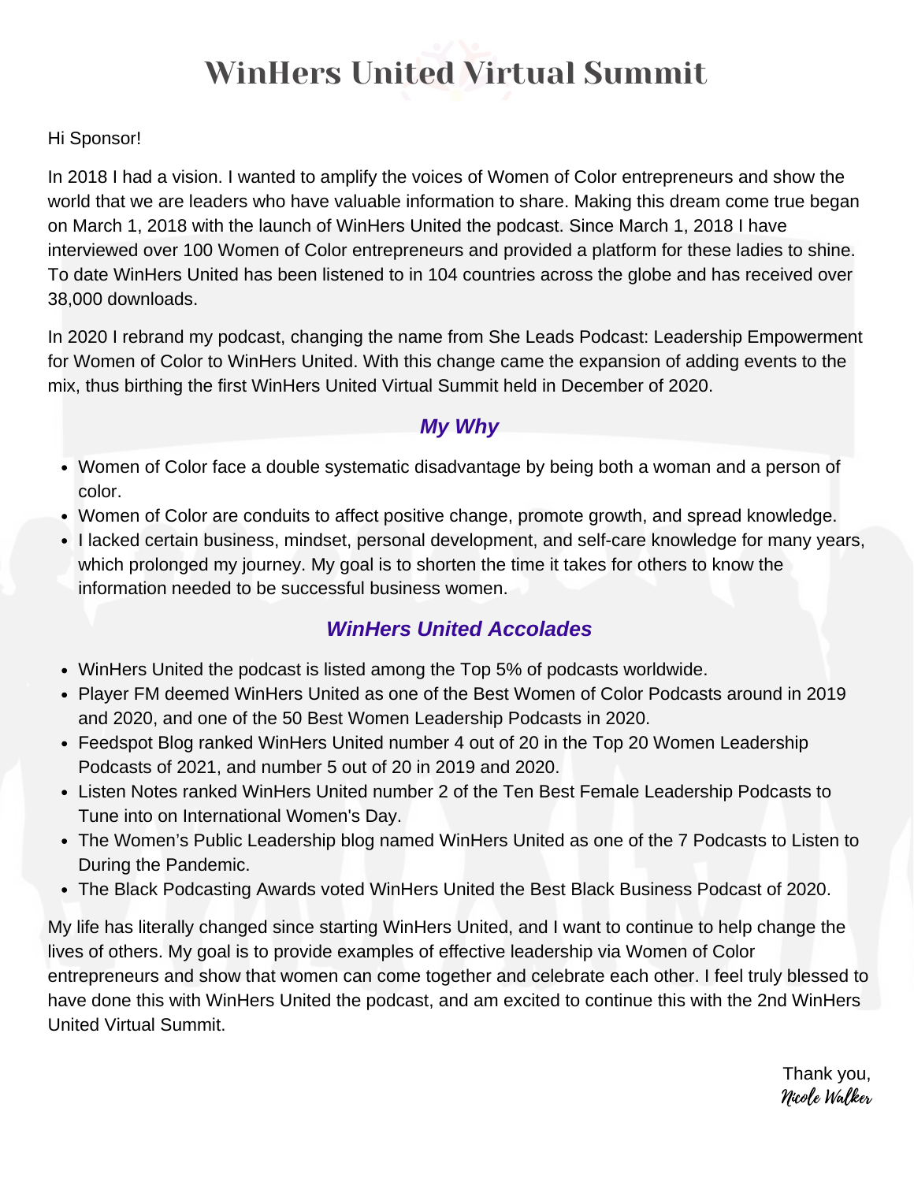# WinHers United Virtual Summit

Hi Sponsor!

In 2018 I had a vision. I wanted to amplify the voices of Women of Color entrepreneurs and show the world that we are leaders who have valuable information to share. Making this dream come true began on March 1, 2018 with the launch of WinHers United the podcast. Since March 1, 2018 I have interviewed over 100 Women of Color entrepreneurs and provided a platform for these ladies to shine. To date WinHers United has been listened to in 104 countries across the globe and has received over 38,000 downloads.

In 2020 I rebrand my podcast, changing the name from She Leads Podcast: Leadership Empowerment for Women of Color to WinHers United. With this change came the expansion of adding events to the mix, thus birthing the first WinHers United Virtual Summit held in December of 2020.

## *My Why*

- Women of Color face a double systematic disadvantage by being both a woman and a person of color.
- Women of Color are conduits to affect positive change, promote growth, and spread knowledge.
- I lacked certain business, mindset, personal development, and self-care knowledge for many years, which prolonged my journey. My goal is to shorten the time it takes for others to know the information needed to be successful business women.

## *WinHers United Accolades*

- WinHers United the podcast is listed among the Top 5% of podcasts worldwide.
- Player FM deemed WinHers United as one of the Best Women of Color Podcasts around in 2019 and 2020, and one of the 50 Best Women Leadership Podcasts in 2020.
- Feedspot Blog ranked WinHers United number 4 out of 20 in the Top 20 Women Leadership Podcasts of 2021, and number 5 out of 20 in 2019 and 2020.
- Listen Notes ranked WinHers United number 2 of the Ten Best Female Leadership Podcasts to Tune into on International Women's Day.
- The Women's Public Leadership blog named WinHers United as one of the 7 Podcasts to Listen to During the Pandemic.
- The Black Podcasting Awards voted WinHers United the Best Black Business Podcast of 2020.

My life has literally changed since starting WinHers United, and I want to continue to help change the lives of others. My goal is to provide examples of effective leadership via Women of Color entrepreneurs and show that women can come together and celebrate each other. I feel truly blessed to have done this with WinHers United the podcast, and am excited to continue this with the 2nd WinHers United Virtual Summit.

Thank you,
*Nicole Walker*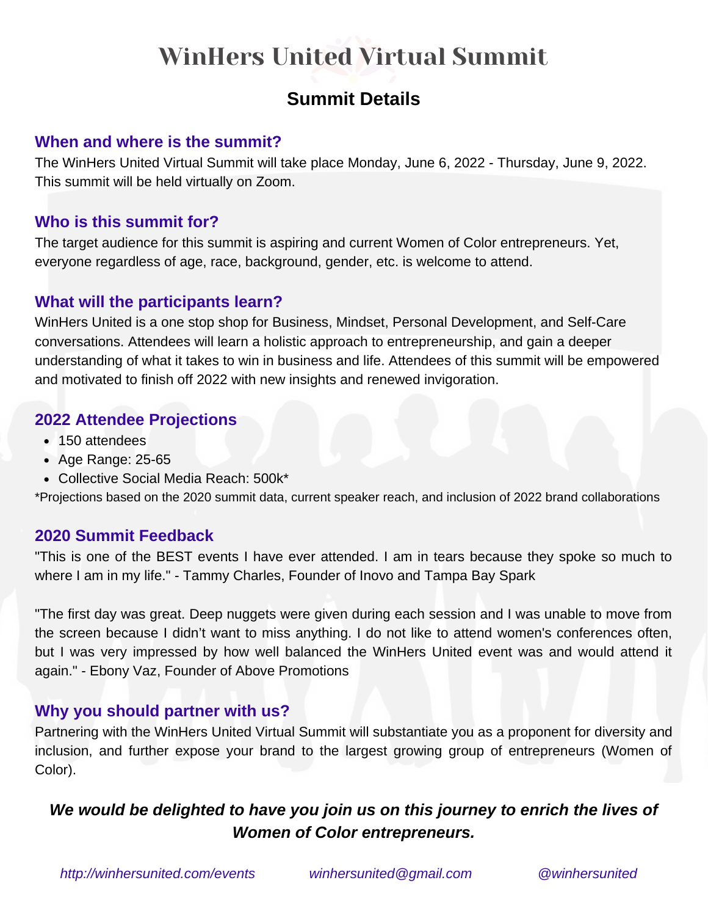# WinHers United Virtual Summit

## Summit Details

### When and where is the summit?

The WinHers United Virtual Summit will take place Monday, June 6, 2022 - Thursday, June 9, 2022. This summit will be held virtually on Zoom.

### Who is this summit for?

The target audience for this summit is aspiring and current Women of Color entrepreneurs. Yet, everyone regardless of age, race, background, gender, etc. is welcome to attend.

### What will the participants learn?

WinHers United is a one stop shop for Business, Mindset, Personal Development, and Self-Care conversations. Attendees will learn a holistic approach to entrepreneurship, and gain a deeper understanding of what it takes to win in business and life. Attendees of this summit will be empowered and motivated to finish off 2022 with new insights and renewed invigoration.

### 2022 Attendee Projections

- 150 attendees
- Age Range: 25-65
- Collective Social Media Reach: 500k*

*Projections based on the 2020 summit data, current speaker reach, and inclusion of 2022 brand collaborations

### 2020 Summit Feedback

"This is one of the BEST events I have ever attended. I am in tears because they spoke so much to where I am in my life." - Tammy Charles, Founder of Inovo and Tampa Bay Spark

"The first day was great. Deep nuggets were given during each session and I was unable to move from the screen because I didn't want to miss anything. I do not like to attend women's conferences often, but I was very impressed by how well balanced the WinHers United event was and would attend it again." - Ebony Vaz, Founder of Above Promotions

### Why you should partner with us?

Partnering with the WinHers United Virtual Summit will substantiate you as a proponent for diversity and inclusion, and further expose your brand to the largest growing group of entrepreneurs (Women of Color).

***We would be delighted to have you join us on this journey to enrich the lives of Women of Color entrepreneurs.***

*http://winhersunited.com/events* *winhersunited@gmail.com* *@winhersunited*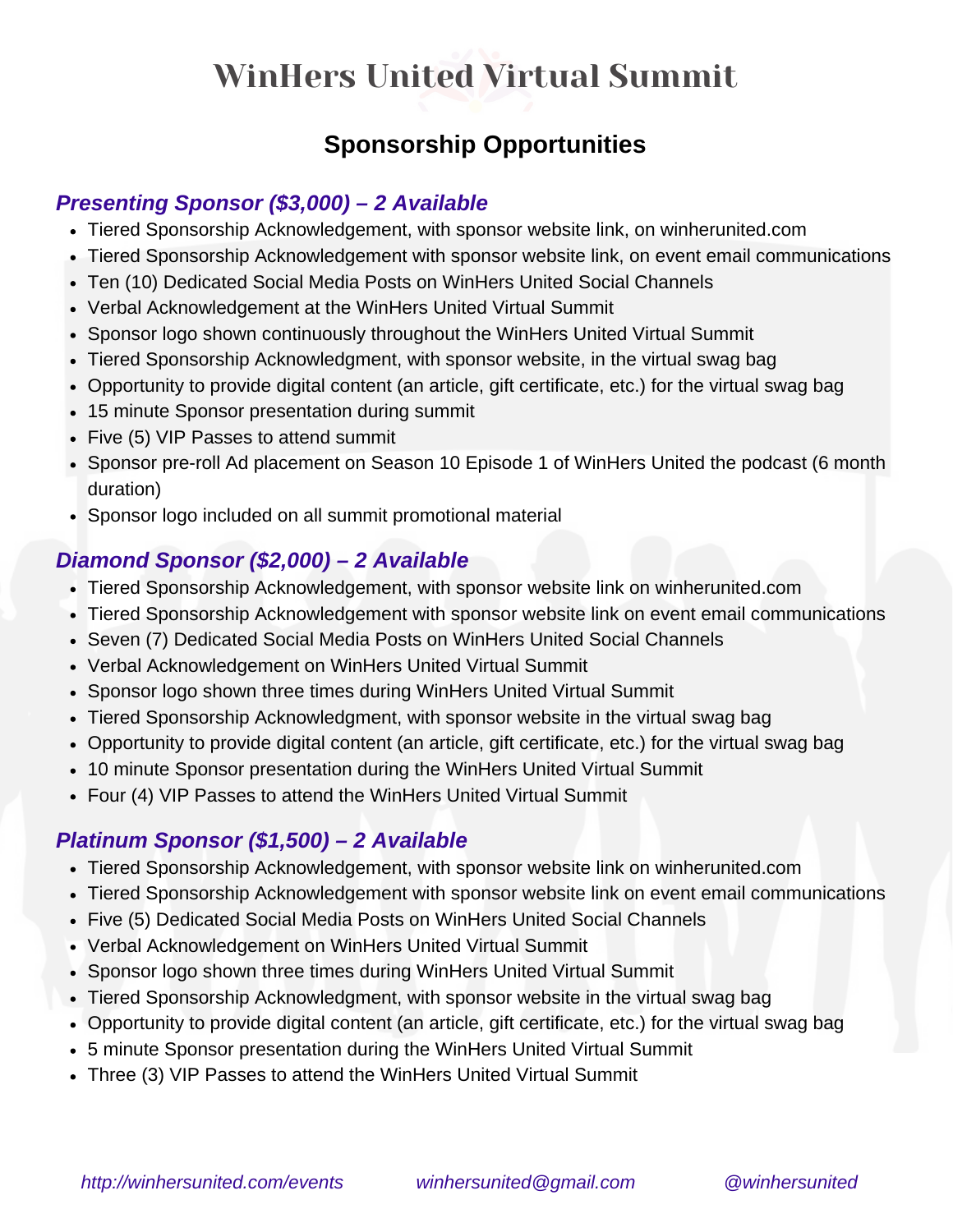# WinHers United Virtual Summit

## Sponsorship Opportunities

### *Presenting Sponsor ($3,000) – 2 Available*

- Tiered Sponsorship Acknowledgement, with sponsor website link, on winherunited.com
- Tiered Sponsorship Acknowledgement with sponsor website link, on event email communications
- Ten (10) Dedicated Social Media Posts on WinHers United Social Channels
- Verbal Acknowledgement at the WinHers United Virtual Summit
- Sponsor logo shown continuously throughout the WinHers United Virtual Summit
- Tiered Sponsorship Acknowledgment, with sponsor website, in the virtual swag bag
- Opportunity to provide digital content (an article, gift certificate, etc.) for the virtual swag bag
- 15 minute Sponsor presentation during summit
- Five (5) VIP Passes to attend summit
- Sponsor pre-roll Ad placement on Season 10 Episode 1 of WinHers United the podcast (6 month duration)
- Sponsor logo included on all summit promotional material

### *Diamond Sponsor ($2,000) – 2 Available*

- Tiered Sponsorship Acknowledgement, with sponsor website link on winherunited.com
- Tiered Sponsorship Acknowledgement with sponsor website link on event email communications
- Seven (7) Dedicated Social Media Posts on WinHers United Social Channels
- Verbal Acknowledgement on WinHers United Virtual Summit
- Sponsor logo shown three times during WinHers United Virtual Summit
- Tiered Sponsorship Acknowledgment, with sponsor website in the virtual swag bag
- Opportunity to provide digital content (an article, gift certificate, etc.) for the virtual swag bag
- 10 minute Sponsor presentation during the WinHers United Virtual Summit
- Four (4) VIP Passes to attend the WinHers United Virtual Summit

### *Platinum Sponsor ($1,500) – 2 Available*

- Tiered Sponsorship Acknowledgement, with sponsor website link on winherunited.com
- Tiered Sponsorship Acknowledgement with sponsor website link on event email communications
- Five (5) Dedicated Social Media Posts on WinHers United Social Channels
- Verbal Acknowledgement on WinHers United Virtual Summit
- Sponsor logo shown three times during WinHers United Virtual Summit
- Tiered Sponsorship Acknowledgment, with sponsor website in the virtual swag bag
- Opportunity to provide digital content (an article, gift certificate, etc.) for the virtual swag bag
- 5 minute Sponsor presentation during the WinHers United Virtual Summit
- Three (3) VIP Passes to attend the WinHers United Virtual Summit

*http://winhersunited.com/events* *winhersunited@gmail.com* *@winhersunited*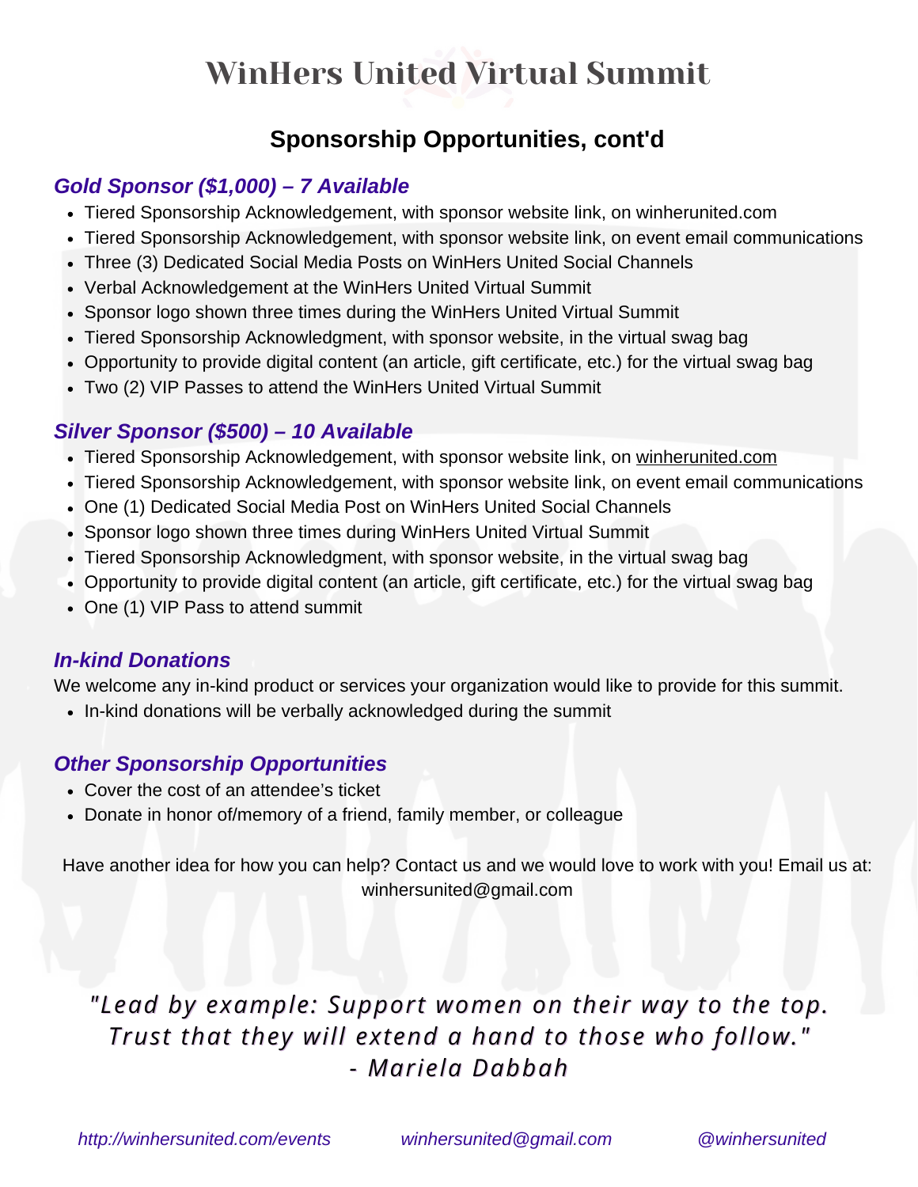# WinHers United Virtual Summit

## Sponsorship Opportunities, cont'd

### *Gold Sponsor ($1,000) – 7 Available*

- Tiered Sponsorship Acknowledgement, with sponsor website link, on winherunited.com
- Tiered Sponsorship Acknowledgement, with sponsor website link, on event email communications
- Three (3) Dedicated Social Media Posts on WinHers United Social Channels
- Verbal Acknowledgement at the WinHers United Virtual Summit
- Sponsor logo shown three times during the WinHers United Virtual Summit
- Tiered Sponsorship Acknowledgment, with sponsor website, in the virtual swag bag
- Opportunity to provide digital content (an article, gift certificate, etc.) for the virtual swag bag
- Two (2) VIP Passes to attend the WinHers United Virtual Summit

### *Silver Sponsor ($500) – 10 Available*

- Tiered Sponsorship Acknowledgement, with sponsor website link, on winherunited.com
- Tiered Sponsorship Acknowledgement, with sponsor website link, on event email communications
- One (1) Dedicated Social Media Post on WinHers United Social Channels
- Sponsor logo shown three times during WinHers United Virtual Summit
- Tiered Sponsorship Acknowledgment, with sponsor website, in the virtual swag bag
- Opportunity to provide digital content (an article, gift certificate, etc.) for the virtual swag bag
- One (1) VIP Pass to attend summit

### *In-kind Donations*

We welcome any in-kind product or services your organization would like to provide for this summit.

- In-kind donations will be verbally acknowledged during the summit

### *Other Sponsorship Opportunities*

- Cover the cost of an attendee's ticket
- Donate in honor of/memory of a friend, family member, or colleague

Have another idea for how you can help? Contact us and we would love to work with you! Email us at: winhersunited@gmail.com

*"Lead by example: Support women on their way to the top. Trust that they will extend a hand to those who follow."*
*- Mariela Dabbah*

*http://winhersunited.com/events* *winhersunited@gmail.com* *@winhersunited*